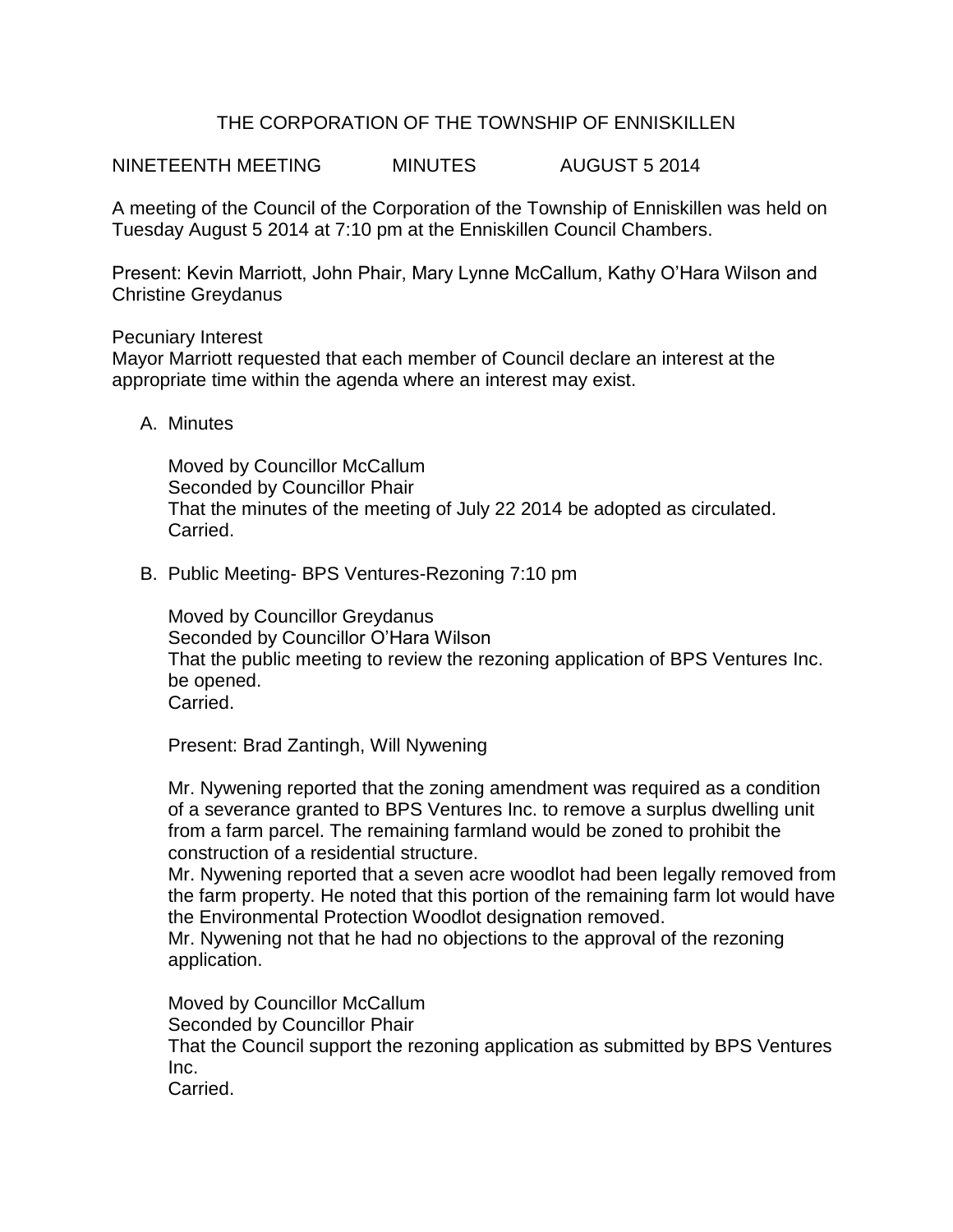# THE CORPORATION OF THE TOWNSHIP OF ENNISKILLEN

NINETEENTH MEETING MINUTES AUGUST 5 2014

A meeting of the Council of the Corporation of the Township of Enniskillen was held on Tuesday August 5 2014 at 7:10 pm at the Enniskillen Council Chambers.

Present: Kevin Marriott, John Phair, Mary Lynne McCallum, Kathy O'Hara Wilson and Christine Greydanus

Pecuniary Interest
Mayor Marriott requested that each member of Council declare an interest at the appropriate time within the agenda where an interest may exist.

A. Minutes

   Moved by Councillor McCallum
   Seconded by Councillor Phair
   That the minutes of the meeting of July 22 2014 be adopted as circulated.
   Carried.

B. Public Meeting- BPS Ventures-Rezoning 7:10 pm

   Moved by Councillor Greydanus
   Seconded by Councillor O'Hara Wilson
   That the public meeting to review the rezoning application of BPS Ventures Inc. be opened.
   Carried.

   Present: Brad Zantingh, Will Nywening

   Mr. Nywening reported that the zoning amendment was required as a condition of a severance granted to BPS Ventures Inc. to remove a surplus dwelling unit from a farm parcel. The remaining farmland would be zoned to prohibit the construction of a residential structure.
   Mr. Nywening reported that a seven acre woodlot had been legally removed from the farm property. He noted that this portion of the remaining farm lot would have the Environmental Protection Woodlot designation removed.
   Mr. Nywening not that he had no objections to the approval of the rezoning application.

   Moved by Councillor McCallum
   Seconded by Councillor Phair
   That the Council support the rezoning application as submitted by BPS Ventures Inc.
   Carried.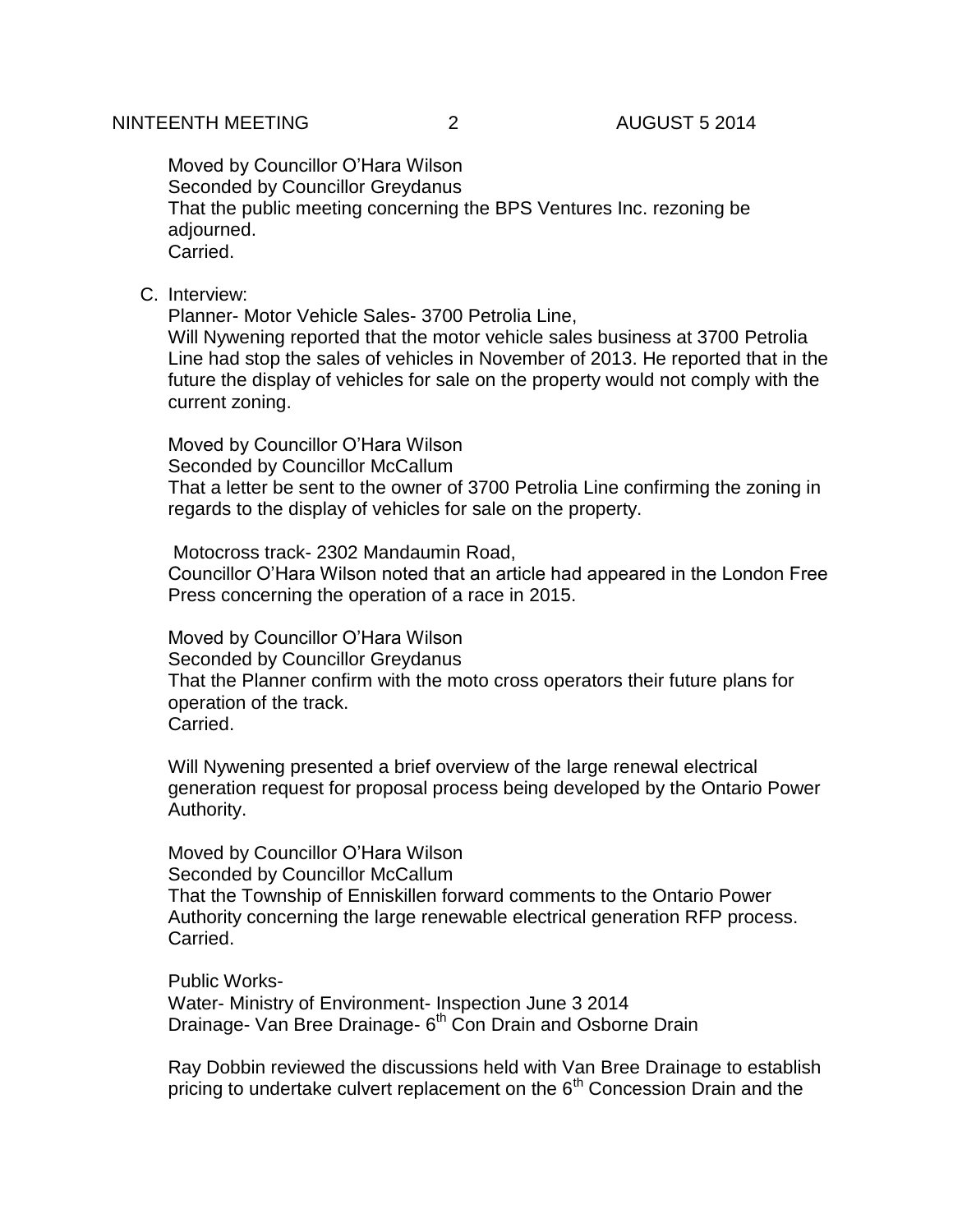Moved by Councillor O'Hara Wilson
Seconded by Councillor Greydanus
That the public meeting concerning the BPS Ventures Inc. rezoning be adjourned.
Carried.

C. Interview:

Planner- Motor Vehicle Sales- 3700 Petrolia Line,
Will Nywening reported that the motor vehicle sales business at 3700 Petrolia Line had stop the sales of vehicles in November of 2013. He reported that in the future the display of vehicles for sale on the property would not comply with the current zoning.

Moved by Councillor O'Hara Wilson
Seconded by Councillor McCallum
That a letter be sent to the owner of 3700 Petrolia Line confirming the zoning in regards to the display of vehicles for sale on the property.

Motocross track- 2302 Mandaumin Road,
Councillor O'Hara Wilson noted that an article had appeared in the London Free Press concerning the operation of a race in 2015.

Moved by Councillor O'Hara Wilson
Seconded by Councillor Greydanus
That the Planner confirm with the moto cross operators their future plans for operation of the track.
Carried.

Will Nywening presented a brief overview of the large renewal electrical generation request for proposal process being developed by the Ontario Power Authority.

Moved by Councillor O'Hara Wilson
Seconded by Councillor McCallum
That the Township of Enniskillen forward comments to the Ontario Power Authority concerning the large renewable electrical generation RFP process.
Carried.

Public Works-
Water- Ministry of Environment- Inspection June 3 2014
Drainage- Van Bree Drainage- 6th Con Drain and Osborne Drain

Ray Dobbin reviewed the discussions held with Van Bree Drainage to establish pricing to undertake culvert replacement on the 6th Concession Drain and the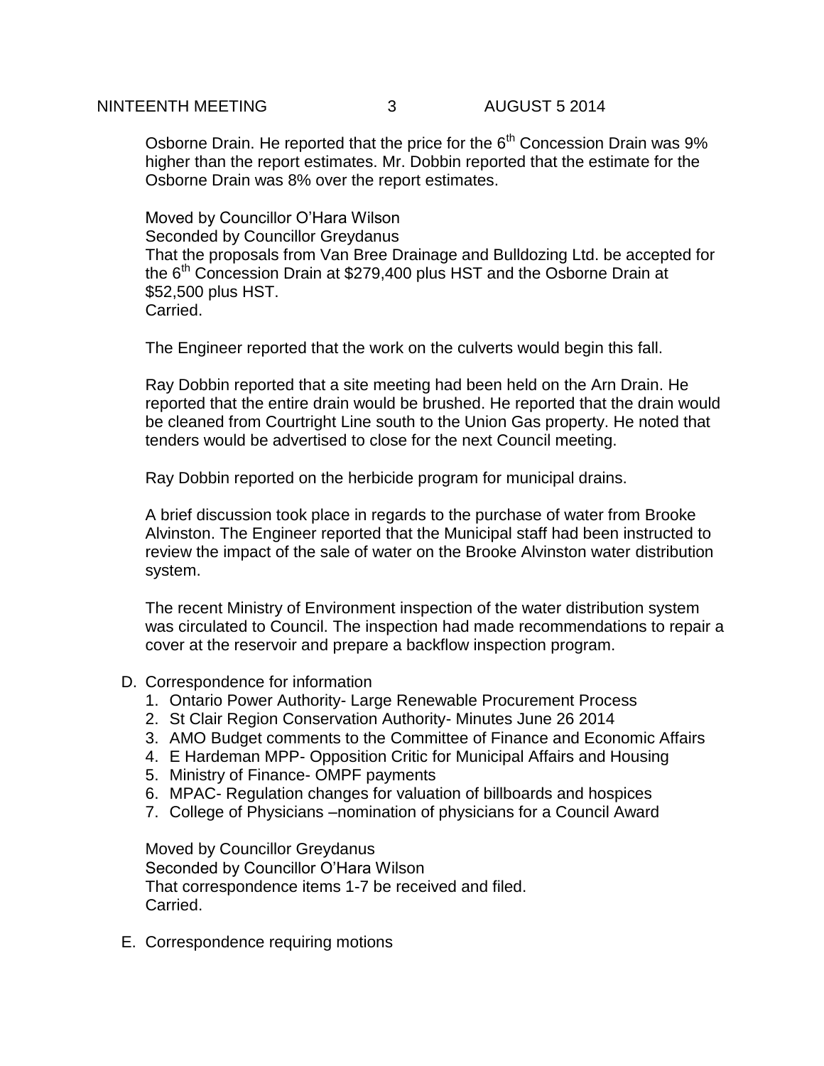Osborne Drain. He reported that the price for the 6th Concession Drain was 9% higher than the report estimates. Mr. Dobbin reported that the estimate for the Osborne Drain was 8% over the report estimates.

Moved by Councillor O'Hara Wilson
Seconded by Councillor Greydanus
That the proposals from Van Bree Drainage and Bulldozing Ltd. be accepted for the 6th Concession Drain at $279,400 plus HST and the Osborne Drain at $52,500 plus HST.
Carried.

The Engineer reported that the work on the culverts would begin this fall.

Ray Dobbin reported that a site meeting had been held on the Arn Drain. He reported that the entire drain would be brushed. He reported that the drain would be cleaned from Courtright Line south to the Union Gas property. He noted that tenders would be advertised to close for the next Council meeting.

Ray Dobbin reported on the herbicide program for municipal drains.

A brief discussion took place in regards to the purchase of water from Brooke Alvinston. The Engineer reported that the Municipal staff had been instructed to review the impact of the sale of water on the Brooke Alvinston water distribution system.

The recent Ministry of Environment inspection of the water distribution system was circulated to Council. The inspection had made recommendations to repair a cover at the reservoir and prepare a backflow inspection program.

D. Correspondence for information
   1. Ontario Power Authority- Large Renewable Procurement Process
   2. St Clair Region Conservation Authority- Minutes June 26 2014
   3. AMO Budget comments to the Committee of Finance and Economic Affairs
   4. E Hardeman MPP- Opposition Critic for Municipal Affairs and Housing
   5. Ministry of Finance- OMPF payments
   6. MPAC- Regulation changes for valuation of billboards and hospices
   7. College of Physicians –nomination of physicians for a Council Award

Moved by Councillor Greydanus
Seconded by Councillor O'Hara Wilson
That correspondence items 1-7 be received and filed.
Carried.

E. Correspondence requiring motions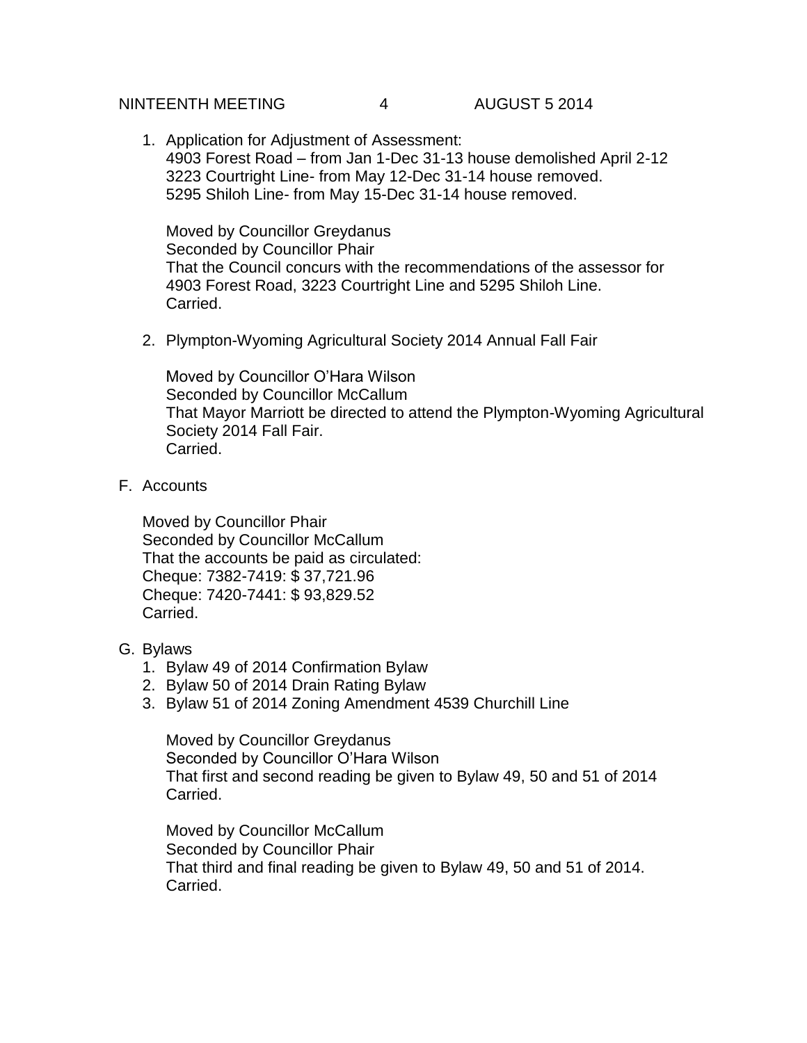1. Application for Adjustment of Assessment:
   4903 Forest Road – from Jan 1-Dec 31-13 house demolished April 2-12
   3223 Courtright Line- from May 12-Dec 31-14 house removed.
   5295 Shiloh Line- from May 15-Dec 31-14 house removed.

   Moved by Councillor Greydanus
   Seconded by Councillor Phair
   That the Council concurs with the recommendations of the assessor for 4903 Forest Road, 3223 Courtright Line and 5295 Shiloh Line.
   Carried.

2. Plympton-Wyoming Agricultural Society 2014 Annual Fall Fair

   Moved by Councillor O'Hara Wilson
   Seconded by Councillor McCallum
   That Mayor Marriott be directed to attend the Plympton-Wyoming Agricultural Society 2014 Fall Fair.
   Carried.

F. Accounts

Moved by Councillor Phair
Seconded by Councillor McCallum
That the accounts be paid as circulated:
Cheque: 7382-7419: $ 37,721.96
Cheque: 7420-7441: $ 93,829.52
Carried.

G. Bylaws

1. Bylaw 49 of 2014 Confirmation Bylaw
2. Bylaw 50 of 2014 Drain Rating Bylaw
3. Bylaw 51 of 2014 Zoning Amendment 4539 Churchill Line

   Moved by Councillor Greydanus
   Seconded by Councillor O'Hara Wilson
   That first and second reading be given to Bylaw 49, 50 and 51 of 2014
   Carried.

   Moved by Councillor McCallum
   Seconded by Councillor Phair
   That third and final reading be given to Bylaw 49, 50 and 51 of 2014.
   Carried.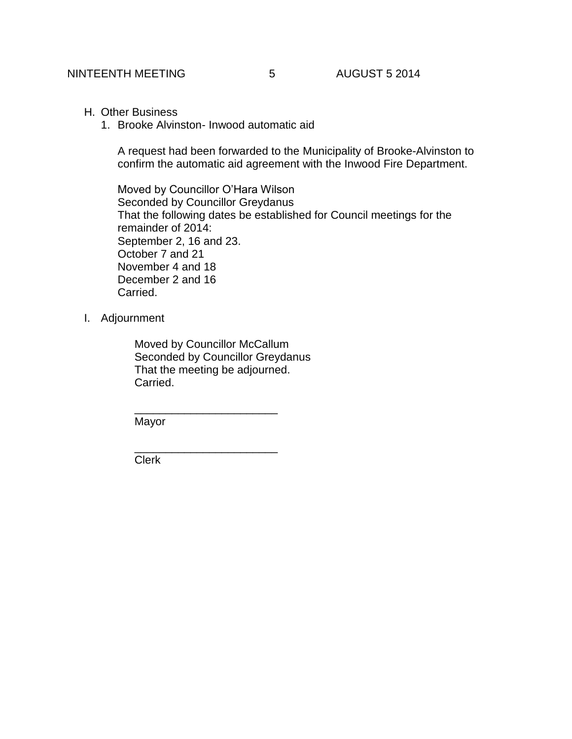H. Other Business

1. Brooke Alvinston- Inwood automatic aid

   A request had been forwarded to the Municipality of Brooke-Alvinston to confirm the automatic aid agreement with the Inwood Fire Department.

   Moved by Councillor O'Hara Wilson
   Seconded by Councillor Greydanus
   That the following dates be established for Council meetings for the remainder of 2014:
   September 2, 16 and 23.
   October 7 and 21
   November 4 and 18
   December 2 and 16
   Carried.

I. Adjournment

   Moved by Councillor McCallum
   Seconded by Councillor Greydanus
   That the meeting be adjourned.
   Carried.

   _______________________
   Mayor

   _______________________
   Clerk